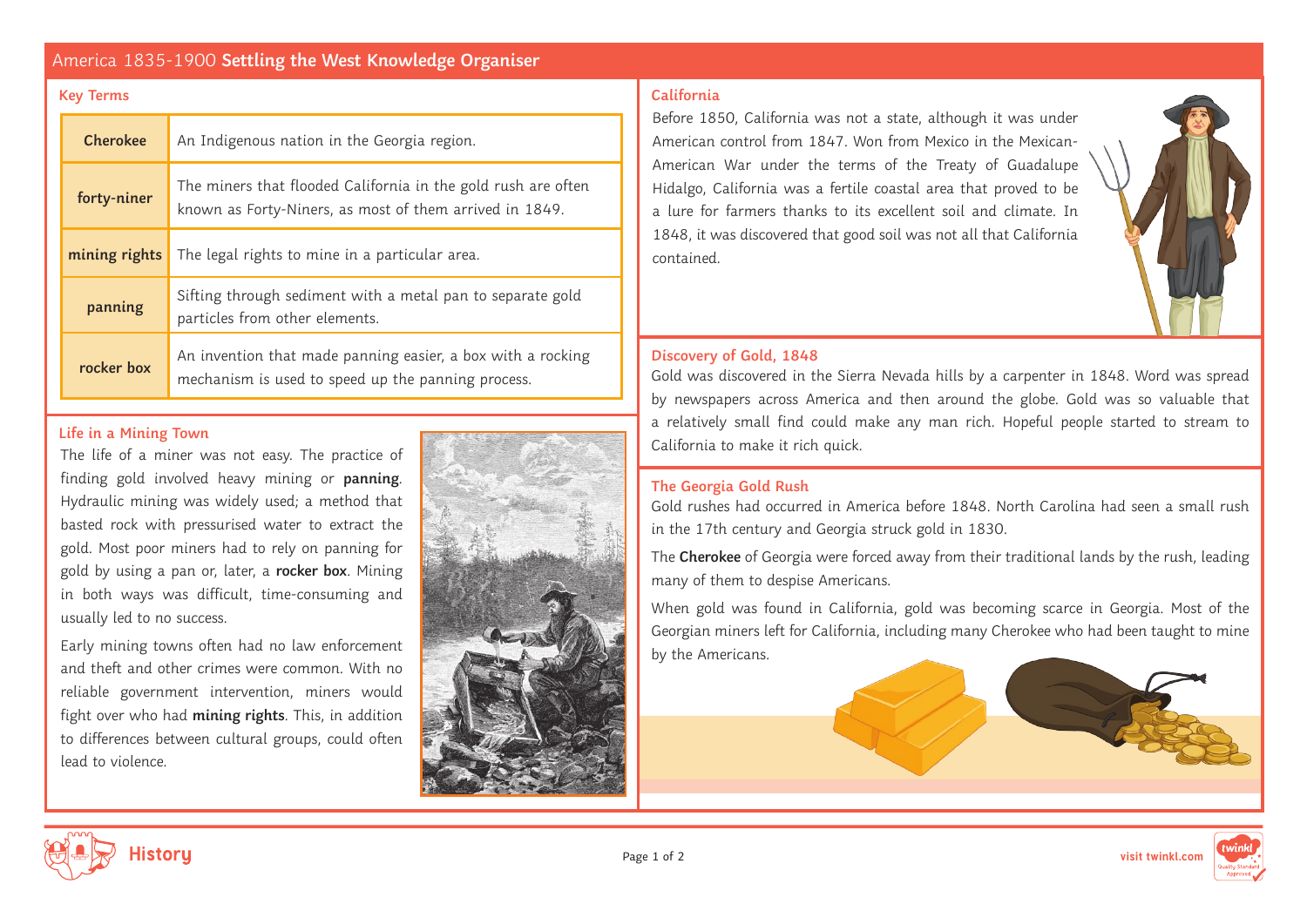# America 1835-1900 Settling the West Knowledge Organiser

## Key Terms

| Term | Definition |
| --- | --- |
| **Cherokee** | An Indigenous nation in the Georgia region. |
| **forty-niner** | The miners that flooded California in the gold rush are often known as Forty-Niners, as most of them arrived in 1849. |
| **mining rights** | The legal rights to mine in a particular area. |
| **panning** | Sifting through sediment with a metal pan to separate gold particles from other elements. |
| **rocker box** | An invention that made panning easier, a box with a rocking mechanism is used to speed up the panning process. |

## Life in a Mining Town

The life of a miner was not easy. The practice of finding gold involved heavy mining or **panning**. Hydraulic mining was widely used; a method that basted rock with pressurised water to extract the gold. Most poor miners had to rely on panning for gold by using a pan or, later, a **rocker box**. Mining in both ways was difficult, time-consuming and usually led to no success.

Early mining towns often had no law enforcement and theft and other crimes were common. With no reliable government intervention, miners would fight over who had **mining rights**. This, in addition to differences between cultural groups, could often lead to violence.

## California

Before 1850, California was not a state, although it was under American control from 1847. Won from Mexico in the Mexican-American War under the terms of the Treaty of Guadalupe Hidalgo, California was a fertile coastal area that proved to be a lure for farmers thanks to its excellent soil and climate. In 1848, it was discovered that good soil was not all that California contained.

## Discovery of Gold, 1848

Gold was discovered in the Sierra Nevada hills by a carpenter in 1848. Word was spread by newspapers across America and then around the globe. Gold was so valuable that a relatively small find could make any man rich. Hopeful people started to stream to California to make it rich quick.

## The Georgia Gold Rush

Gold rushes had occurred in America before 1848. North Carolina had seen a small rush in the 17th century and Georgia struck gold in 1830.

The **Cherokee** of Georgia were forced away from their traditional lands by the rush, leading many of them to despise Americans.

When gold was found in California, gold was becoming scarce in Georgia. Most of the Georgian miners left for California, including many Cherokee who had been taught to mine by the Americans.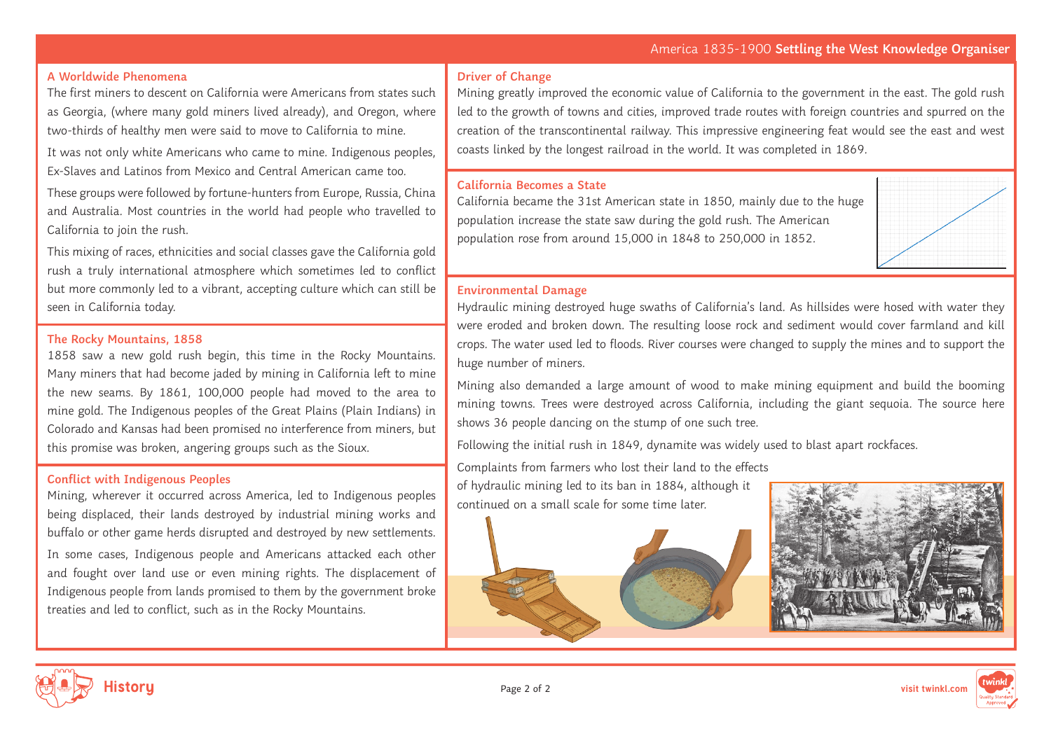# America 1835-1900 Settling the West Knowledge Organiser

### A Worldwide Phenomena

The first miners to descent on California were Americans from states such as Georgia, (where many gold miners lived already), and Oregon, where two-thirds of healthy men were said to move to California to mine.

It was not only white Americans who came to mine. Indigenous peoples, Ex-Slaves and Latinos from Mexico and Central American came too.

These groups were followed by fortune-hunters from Europe, Russia, China and Australia. Most countries in the world had people who travelled to California to join the rush.

This mixing of races, ethnicities and social classes gave the California gold rush a truly international atmosphere which sometimes led to conflict but more commonly led to a vibrant, accepting culture which can still be seen in California today.

### The Rocky Mountains, 1858

1858 saw a new gold rush begin, this time in the Rocky Mountains. Many miners that had become jaded by mining in California left to mine the new seams. By 1861, 100,000 people had moved to the area to mine gold. The Indigenous peoples of the Great Plains (Plain Indians) in Colorado and Kansas had been promised no interference from miners, but this promise was broken, angering groups such as the Sioux.

### Conflict with Indigenous Peoples

Mining, wherever it occurred across America, led to Indigenous peoples being displaced, their lands destroyed by industrial mining works and buffalo or other game herds disrupted and destroyed by new settlements.

In some cases, Indigenous people and Americans attacked each other and fought over land use or even mining rights. The displacement of Indigenous people from lands promised to them by the government broke treaties and led to conflict, such as in the Rocky Mountains.

### Driver of Change

Mining greatly improved the economic value of California to the government in the east. The gold rush led to the growth of towns and cities, improved trade routes with foreign countries and spurred on the creation of the transcontinental railway. This impressive engineering feat would see the east and west coasts linked by the longest railroad in the world. It was completed in 1869.

### California Becomes a State

California became the 31st American state in 1850, mainly due to the huge population increase the state saw during the gold rush. The American population rose from around 15,000 in 1848 to 250,000 in 1852.

### Environmental Damage

Hydraulic mining destroyed huge swaths of California's land. As hillsides were hosed with water they were eroded and broken down. The resulting loose rock and sediment would cover farmland and kill crops. The water used led to floods. River courses were changed to supply the mines and to support the huge number of miners.

Mining also demanded a large amount of wood to make mining equipment and build the booming mining towns. Trees were destroyed across California, including the giant sequoia. The source here shows 36 people dancing on the stump of one such tree.

Following the initial rush in 1849, dynamite was widely used to blast apart rockfaces.

Complaints from farmers who lost their land to the effects of hydraulic mining led to its ban in 1884, although it continued on a small scale for some time later.